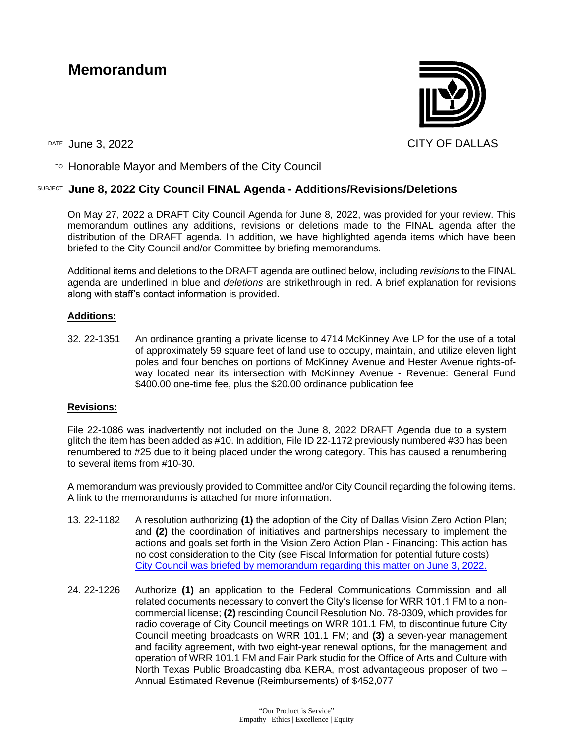# Memorandum

CITY OF DALLAS

DATE June 3, 2022

TO Honorable Mayor and Members of the City Council

SUBJECT **June 8, 2022 City Council FINAL Agenda - Additions/Revisions/Deletions**

On May 27, 2022 a DRAFT City Council Agenda for June 8, 2022, was provided for your review. This memorandum outlines any additions, revisions or deletions made to the FINAL agenda after the distribution of the DRAFT agenda. In addition, we have highlighted agenda items which have been briefed to the City Council and/or Committee by briefing memorandums.

Additional items and deletions to the DRAFT agenda are outlined below, including *revisions* to the FINAL agenda are underlined in blue and *deletions* are strikethrough in red. A brief explanation for revisions along with staff's contact information is provided.

**Additions:**

32. 22-1351 An ordinance granting a private license to 4714 McKinney Ave LP for the use of a total of approximately 59 square feet of land use to occupy, maintain, and utilize eleven light poles and four benches on portions of McKinney Avenue and Hester Avenue rights-of-way located near its intersection with McKinney Avenue - Revenue: General Fund $400.00 one-time fee, plus the $20.00 ordinance publication fee

**Revisions:**

File 22-1086 was inadvertently not included on the June 8, 2022 DRAFT Agenda due to a system glitch the item has been added as #10. In addition, File ID 22-1172 previously numbered #30 has been renumbered to #25 due to it being placed under the wrong category. This has caused a renumbering to several items from #10-30.

A memorandum was previously provided to Committee and/or City Council regarding the following items. A link to the memorandums is attached for more information.

13. 22-1182 A resolution authorizing **(1)** the adoption of the City of Dallas Vision Zero Action Plan; and **(2)** the coordination of initiatives and partnerships necessary to implement the actions and goals set forth in the Vision Zero Action Plan - Financing: This action has no cost consideration to the City (see Fiscal Information for potential future costs) City Council was briefed by memorandum regarding this matter on June 3, 2022.

24. 22-1226 Authorize **(1)** an application to the Federal Communications Commission and all related documents necessary to convert the City's license for WRR 101.1 FM to a non-commercial license; **(2)** rescinding Council Resolution No. 78-0309, which provides for radio coverage of City Council meetings on WRR 101.1 FM, to discontinue future City Council meeting broadcasts on WRR 101.1 FM; and **(3)** a seven-year management and facility agreement, with two eight-year renewal options, for the management and operation of WRR 101.1 FM and Fair Park studio for the Office of Arts and Culture with North Texas Public Broadcasting dba KERA, most advantageous proposer of two – Annual Estimated Revenue (Reimbursements) of $452,077

"Our Product is Service"
Empathy | Ethics | Excellence | Equity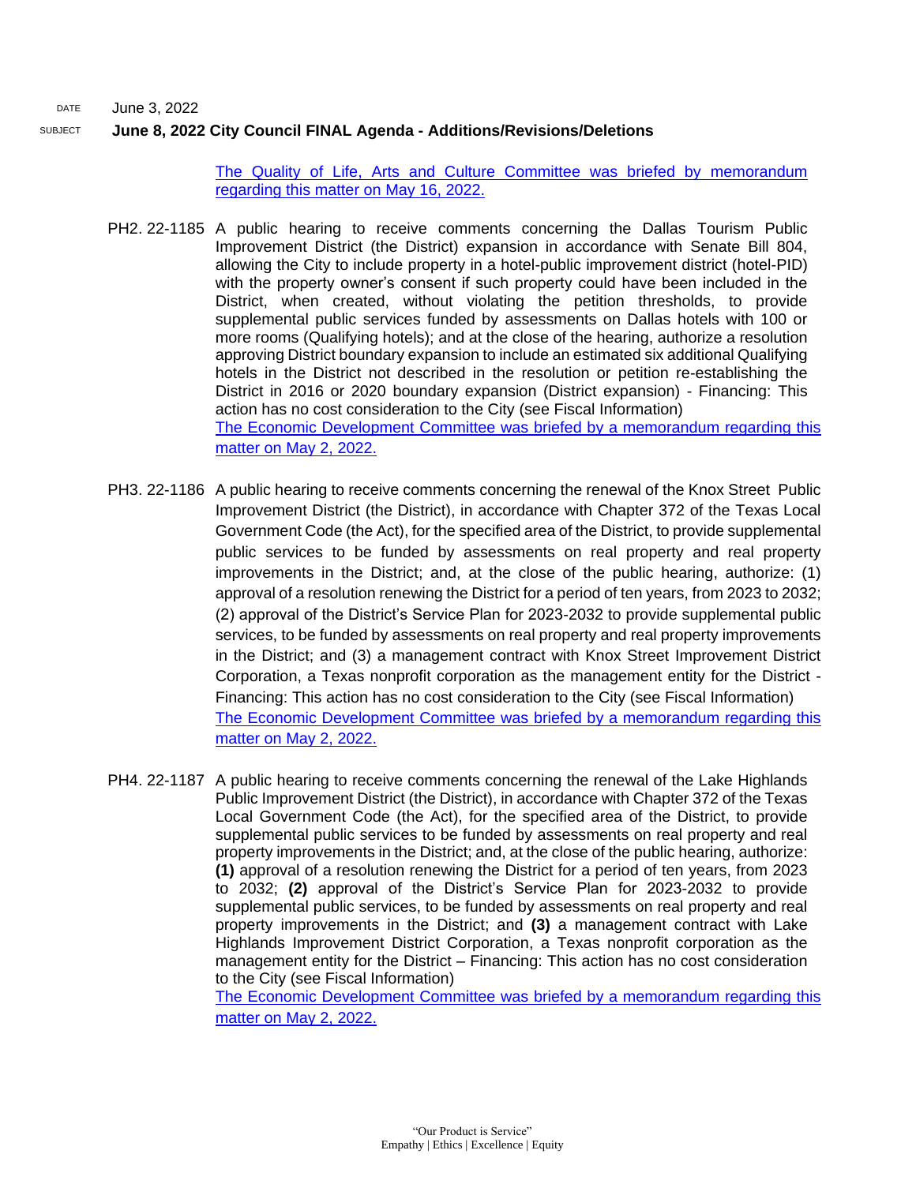DATE June 3, 2022

SUBJECT **June 8, 2022 City Council FINAL Agenda - Additions/Revisions/Deletions**

The Quality of Life, Arts and Culture Committee was briefed by memorandum regarding this matter on May 16, 2022.

PH2. 22-1185 A public hearing to receive comments concerning the Dallas Tourism Public Improvement District (the District) expansion in accordance with Senate Bill 804, allowing the City to include property in a hotel-public improvement district (hotel-PID) with the property owner's consent if such property could have been included in the District, when created, without violating the petition thresholds, to provide supplemental public services funded by assessments on Dallas hotels with 100 or more rooms (Qualifying hotels); and at the close of the hearing, authorize a resolution approving District boundary expansion to include an estimated six additional Qualifying hotels in the District not described in the resolution or petition re-establishing the District in 2016 or 2020 boundary expansion (District expansion) - Financing: This action has no cost consideration to the City (see Fiscal Information)
The Economic Development Committee was briefed by a memorandum regarding this matter on May 2, 2022.

PH3. 22-1186 A public hearing to receive comments concerning the renewal of the Knox Street Public Improvement District (the District), in accordance with Chapter 372 of the Texas Local Government Code (the Act), for the specified area of the District, to provide supplemental public services to be funded by assessments on real property and real property improvements in the District; and, at the close of the public hearing, authorize: (1) approval of a resolution renewing the District for a period of ten years, from 2023 to 2032; (2) approval of the District's Service Plan for 2023-2032 to provide supplemental public services, to be funded by assessments on real property and real property improvements in the District; and (3) a management contract with Knox Street Improvement District Corporation, a Texas nonprofit corporation as the management entity for the District - Financing: This action has no cost consideration to the City (see Fiscal Information)
The Economic Development Committee was briefed by a memorandum regarding this matter on May 2, 2022.

PH4. 22-1187 A public hearing to receive comments concerning the renewal of the Lake Highlands Public Improvement District (the District), in accordance with Chapter 372 of the Texas Local Government Code (the Act), for the specified area of the District, to provide supplemental public services to be funded by assessments on real property and real property improvements in the District; and, at the close of the public hearing, authorize: **(1)** approval of a resolution renewing the District for a period of ten years, from 2023 to 2032; **(2)** approval of the District's Service Plan for 2023-2032 to provide supplemental public services, to be funded by assessments on real property and real property improvements in the District; and **(3)** a management contract with Lake Highlands Improvement District Corporation, a Texas nonprofit corporation as the management entity for the District – Financing: This action has no cost consideration to the City (see Fiscal Information)
The Economic Development Committee was briefed by a memorandum regarding this matter on May 2, 2022.

"Our Product is Service"
Empathy | Ethics | Excellence | Equity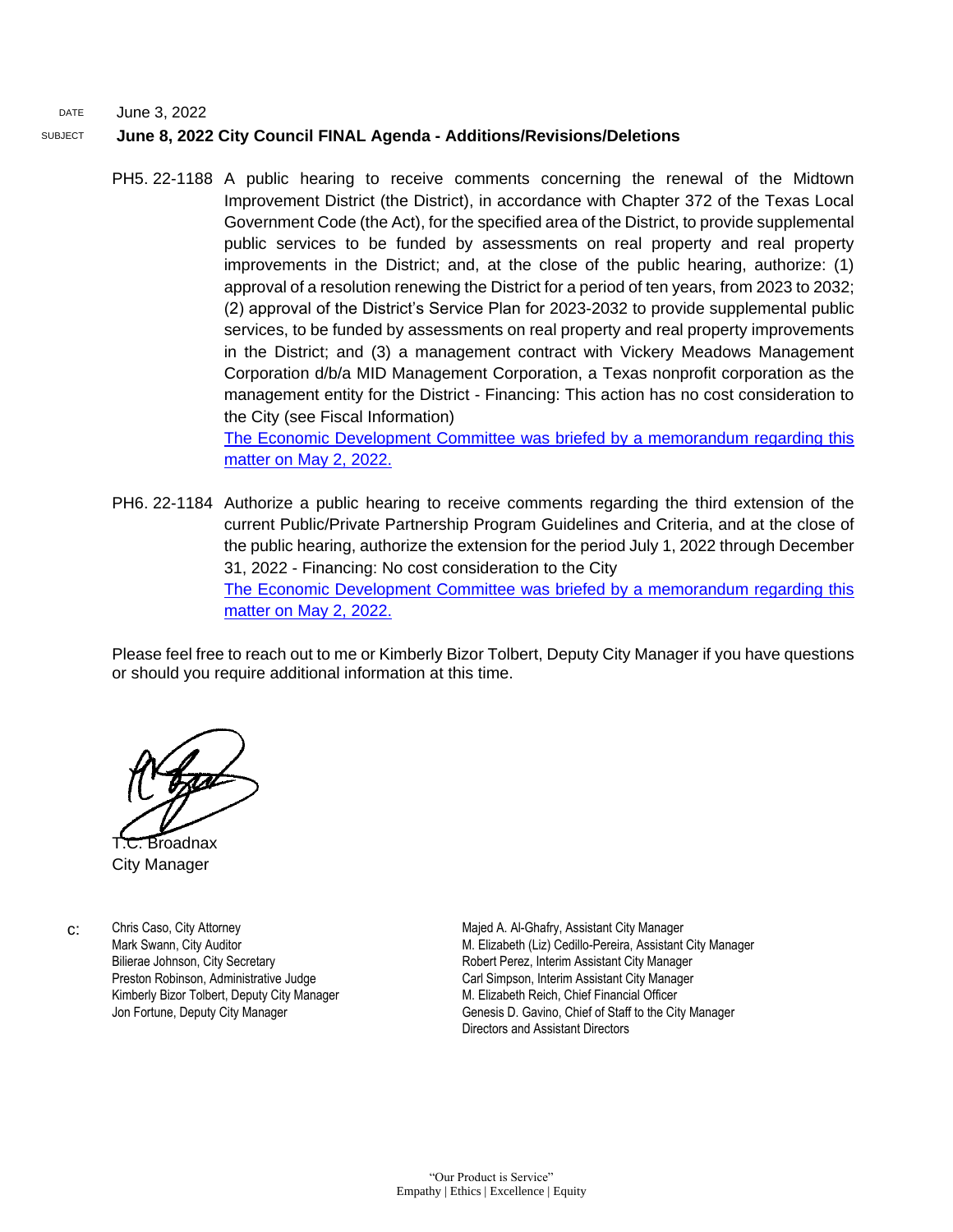DATE June 3, 2022

SUBJECT **June 8, 2022 City Council FINAL Agenda - Additions/Revisions/Deletions**

PH5. 22-1188 A public hearing to receive comments concerning the renewal of the Midtown Improvement District (the District), in accordance with Chapter 372 of the Texas Local Government Code (the Act), for the specified area of the District, to provide supplemental public services to be funded by assessments on real property and real property improvements in the District; and, at the close of the public hearing, authorize: (1) approval of a resolution renewing the District for a period of ten years, from 2023 to 2032; (2) approval of the District's Service Plan for 2023-2032 to provide supplemental public services, to be funded by assessments on real property and real property improvements in the District; and (3) a management contract with Vickery Meadows Management Corporation d/b/a MID Management Corporation, a Texas nonprofit corporation as the management entity for the District - Financing: This action has no cost consideration to the City (see Fiscal Information)
The Economic Development Committee was briefed by a memorandum regarding this matter on May 2, 2022.

PH6. 22-1184 Authorize a public hearing to receive comments regarding the third extension of the current Public/Private Partnership Program Guidelines and Criteria, and at the close of the public hearing, authorize the extension for the period July 1, 2022 through December 31, 2022 - Financing: No cost consideration to the City
The Economic Development Committee was briefed by a memorandum regarding this matter on May 2, 2022.

Please feel free to reach out to me or Kimberly Bizor Tolbert, Deputy City Manager if you have questions or should you require additional information at this time.

T.C. Broadnax
City Manager

c:
Chris Caso, City Attorney
Mark Swann, City Auditor
Bilierae Johnson, City Secretary
Preston Robinson, Administrative Judge
Kimberly Bizor Tolbert, Deputy City Manager
Jon Fortune, Deputy City Manager
Majed A. Al-Ghafry, Assistant City Manager
M. Elizabeth (Liz) Cedillo-Pereira, Assistant City Manager
Robert Perez, Interim Assistant City Manager
Carl Simpson, Interim Assistant City Manager
M. Elizabeth Reich, Chief Financial Officer
Genesis D. Gavino, Chief of Staff to the City Manager
Directors and Assistant Directors

"Our Product is Service"
Empathy | Ethics | Excellence | Equity